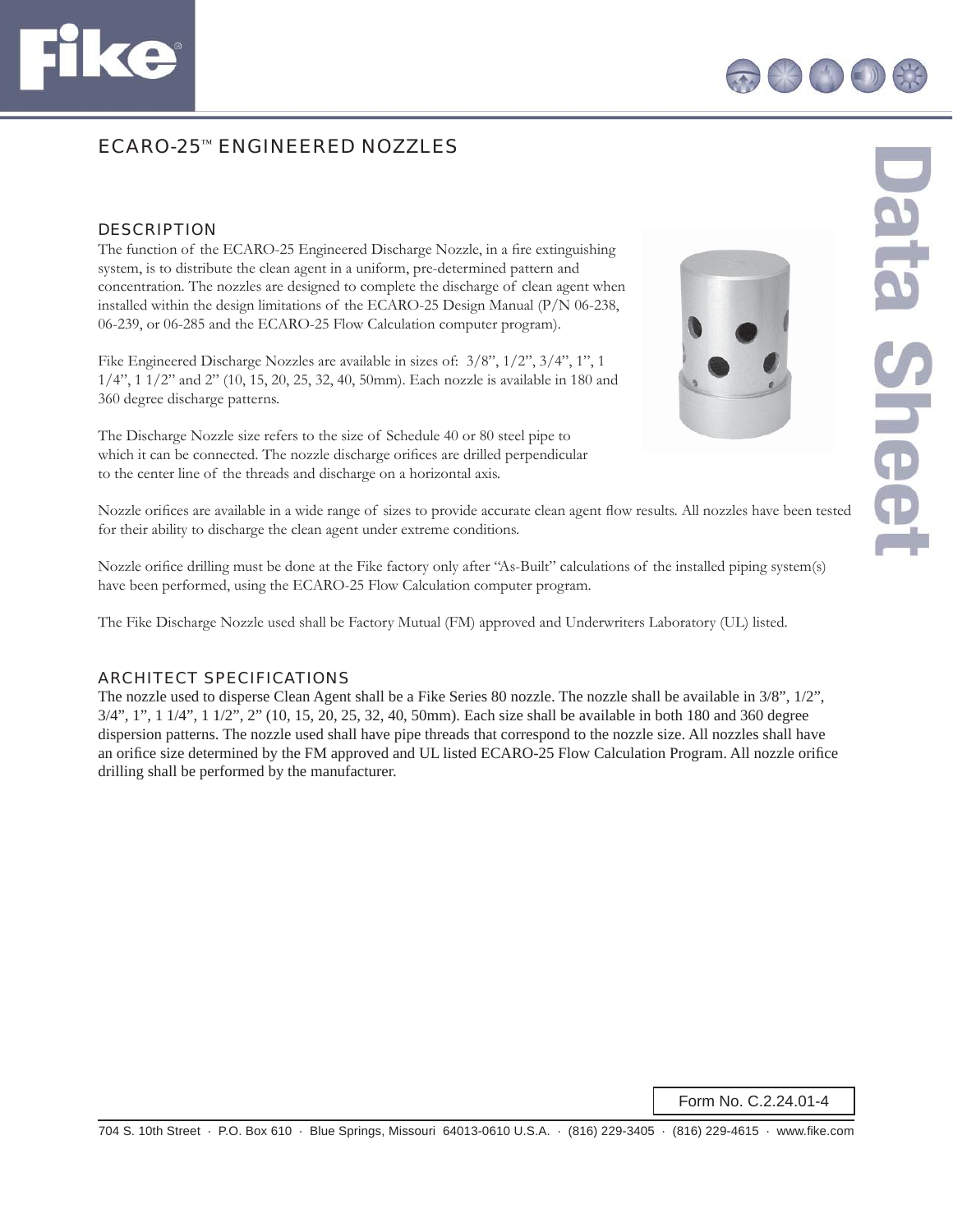# ECARO-25™ ENGINEERED NOZZLES

## DESCRIPTION

The function of the ECARO-25 Engineered Discharge Nozzle, in a fire extinguishing system, is to distribute the clean agent in a uniform, pre-determined pattern and concentration. The nozzles are designed to complete the discharge of clean agent when installed within the design limitations of the ECARO-25 Design Manual (P/N 06-238, 06-239, or 06-285 and the ECARO-25 Flow Calculation computer program).

Fike Engineered Discharge Nozzles are available in sizes of: 3/8", 1/2", 3/4", 1", 1 1/4", 1 1/2" and 2" (10, 15, 20, 25, 32, 40, 50mm). Each nozzle is available in 180 and 360 degree discharge patterns.

The Discharge Nozzle size refers to the size of Schedule 40 or 80 steel pipe to which it can be connected. The nozzle discharge orifices are drilled perpendicular to the center line of the threads and discharge on a horizontal axis.

Nozzle orifices are available in a wide range of sizes to provide accurate clean agent flow results. All nozzles have been tested for their ability to discharge the clean agent under extreme conditions.

Nozzle orifice drilling must be done at the Fike factory only after "As-Built" calculations of the installed piping system(s) have been performed, using the ECARO-25 Flow Calculation computer program.

The Fike Discharge Nozzle used shall be Factory Mutual (FM) approved and Underwriters Laboratory (UL) listed.

## ARCHITECT SPECIFICATIONS

The nozzle used to disperse Clean Agent shall be a Fike Series 80 nozzle. The nozzle shall be available in 3/8", 1/2", 3/4", 1", 1 1/4", 1 1/2", 2" (10, 15, 20, 25, 32, 40, 50mm). Each size shall be available in both 180 and 360 degree dispersion patterns. The nozzle used shall have pipe threads that correspond to the nozzle size. All nozzles shall have an orifice size determined by the FM approved and UL listed ECARO-25 Flow Calculation Program. All nozzle orifice drilling shall be performed by the manufacturer.

Form No. C.2.24.01-4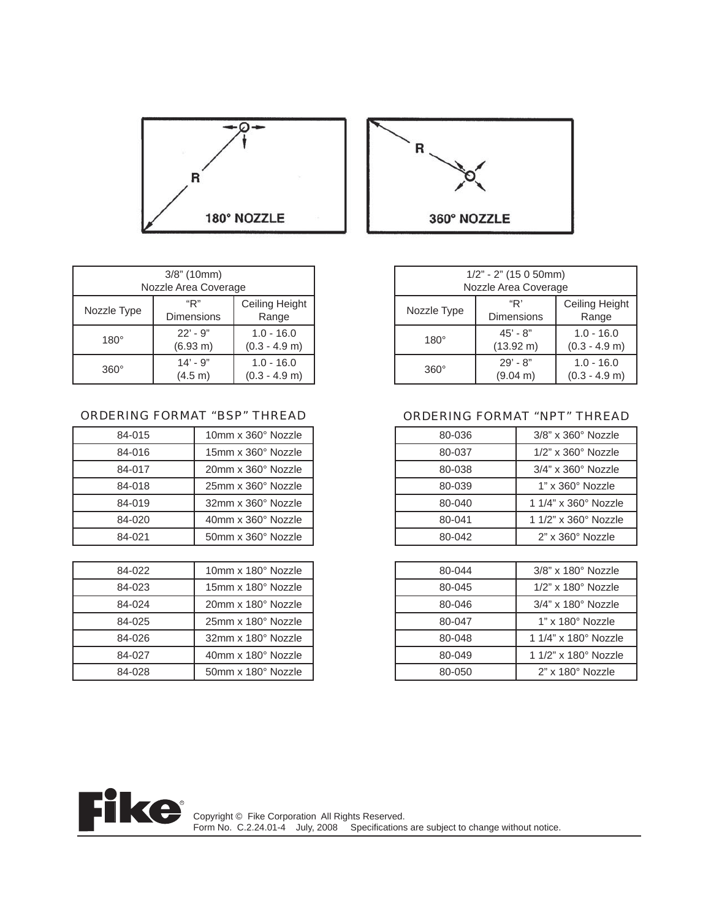R

180° NOZZLE

R

360° NOZZLE

| 3/8" (10mm) Nozzle Area Coverage | | |
|---|---|---|
| Nozzle Type | "R" Dimensions | Ceiling Height Range |
| 180° | 22' - 9" (6.93 m) | 1.0 - 16.0 (0.3 - 4.9 m) |
| 360° | 14' - 9" (4.5 m) | 1.0 - 16.0 (0.3 - 4.9 m) |

| 1/2" - 2" (15 0 50mm) Nozzle Area Coverage | | |
|---|---|---|
| Nozzle Type | "R' Dimensions | Ceiling Height Range |
| 180° | 45' - 8" (13.92 m) | 1.0 - 16.0 (0.3 - 4.9 m) |
| 360° | 29' - 8" (9.04 m) | 1.0 - 16.0 (0.3 - 4.9 m) |

## ORDERING FORMAT "BSP" THREAD

| | |
|---|---|
| 84-015 | 10mm x 360° Nozzle |
| 84-016 | 15mm x 360° Nozzle |
| 84-017 | 20mm x 360° Nozzle |
| 84-018 | 25mm x 360° Nozzle |
| 84-019 | 32mm x 360° Nozzle |
| 84-020 | 40mm x 360° Nozzle |
| 84-021 | 50mm x 360° Nozzle |

| | |
|---|---|
| 84-022 | 10mm x 180° Nozzle |
| 84-023 | 15mm x 180° Nozzle |
| 84-024 | 20mm x 180° Nozzle |
| 84-025 | 25mm x 180° Nozzle |
| 84-026 | 32mm x 180° Nozzle |
| 84-027 | 40mm x 180° Nozzle |
| 84-028 | 50mm x 180° Nozzle |

## ORDERING FORMAT "NPT" THREAD

| | |
|---|---|
| 80-036 | 3/8" x 360° Nozzle |
| 80-037 | 1/2" x 360° Nozzle |
| 80-038 | 3/4" x 360° Nozzle |
| 80-039 | 1" x 360° Nozzle |
| 80-040 | 1 1/4" x 360° Nozzle |
| 80-041 | 1 1/2" x 360° Nozzle |
| 80-042 | 2" x 360° Nozzle |

| | |
|---|---|
| 80-044 | 3/8" x 180° Nozzle |
| 80-045 | 1/2" x 180° Nozzle |
| 80-046 | 3/4" x 180° Nozzle |
| 80-047 | 1" x 180° Nozzle |
| 80-048 | 1 1/4" x 180° Nozzle |
| 80-049 | 1 1/2" x 180° Nozzle |
| 80-050 | 2" x 180° Nozzle |

Fike®

Copyright © Fike Corporation All Rights Reserved.
Form No. C.2.24.01-4 July, 2008 Specifications are subject to change without notice.